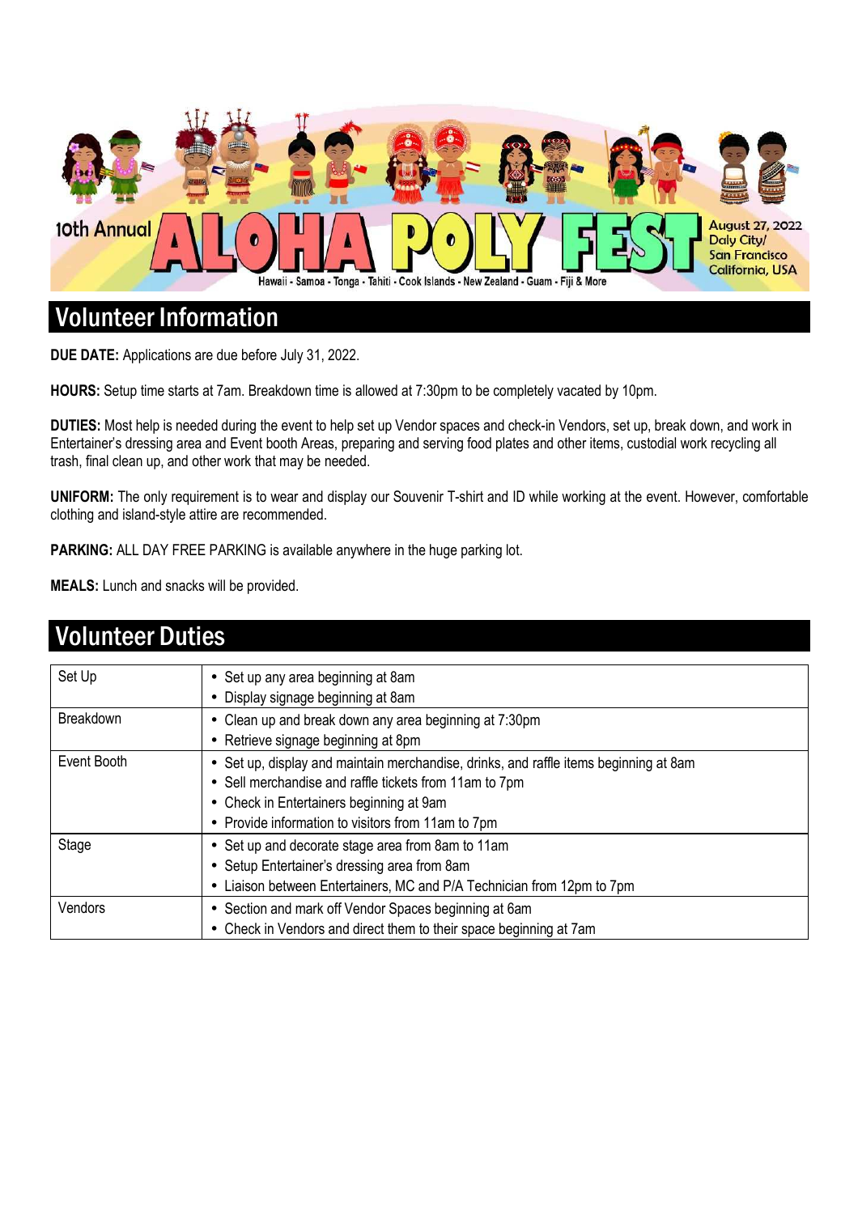10th Annual **ALOHA POLY FEST**

August 27, 2022
Daly City/
San Francisco
California, USA

Hawaii - Samoa - Tonga - Tahiti - Cook Islands - New Zealand - Guam - Fiji & More

## Volunteer Information

**DUE DATE:** Applications are due before July 31, 2022.

**HOURS:** Setup time starts at 7am. Breakdown time is allowed at 7:30pm to be completely vacated by 10pm.

**DUTIES:** Most help is needed during the event to help set up Vendor spaces and check-in Vendors, set up, break down, and work in Entertainer's dressing area and Event booth Areas, preparing and serving food plates and other items, custodial work recycling all trash, final clean up, and other work that may be needed.

**UNIFORM:** The only requirement is to wear and display our Souvenir T-shirt and ID while working at the event. However, comfortable clothing and island-style attire are recommended.

**PARKING:** ALL DAY FREE PARKING is available anywhere in the huge parking lot.

**MEALS:** Lunch and snacks will be provided.

## Volunteer Duties

| | |
|---|---|
| Set Up | • Set up any area beginning at 8am<br>• Display signage beginning at 8am |
| Breakdown | • Clean up and break down any area beginning at 7:30pm<br>• Retrieve signage beginning at 8pm |
| Event Booth | • Set up, display and maintain merchandise, drinks, and raffle items beginning at 8am<br>• Sell merchandise and raffle tickets from 11am to 7pm<br>• Check in Entertainers beginning at 9am<br>• Provide information to visitors from 11am to 7pm |
| Stage | • Set up and decorate stage area from 8am to 11am<br>• Setup Entertainer's dressing area from 8am<br>• Liaison between Entertainers, MC and P/A Technician from 12pm to 7pm |
| Vendors | • Section and mark off Vendor Spaces beginning at 6am<br>• Check in Vendors and direct them to their space beginning at 7am |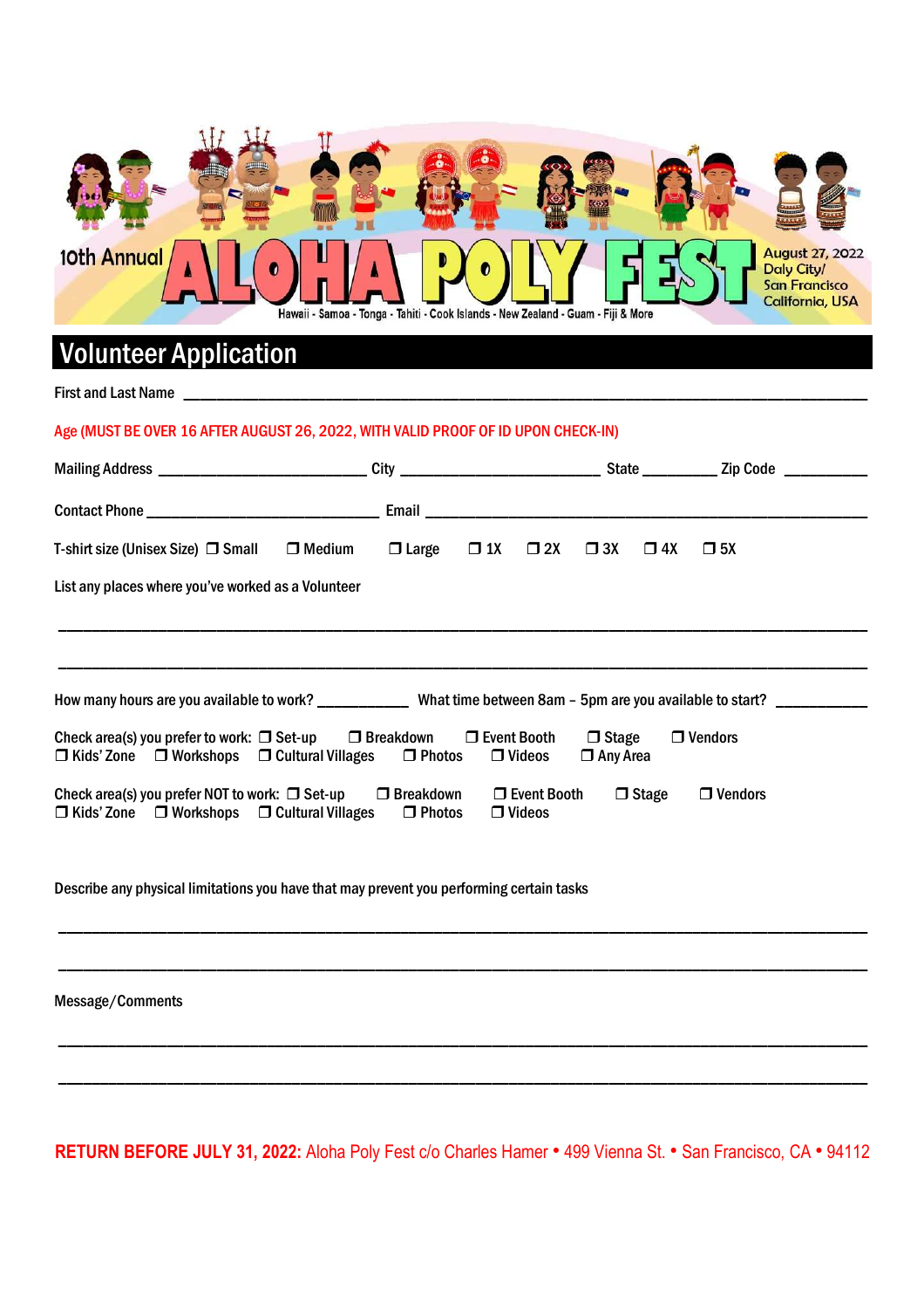10th Annual **ALOHA POLY FEST**

Hawaii - Samoa - Tonga - Tahiti - Cook Islands - New Zealand - Guam - Fiji & More

August 27, 2022
Daly City/
San Francisco
California, USA

# Volunteer Application

First and Last Name ____________________________________________

Age (MUST BE OVER 16 AFTER AUGUST 26, 2022, WITH VALID PROOF OF ID UPON CHECK-IN)

Mailing Address __________________ City __________________ State ________ Zip Code __________

Contact Phone ______________________ Email ______________________________________

T-shirt size (Unisex Size) ❐ Small ❐ Medium ❐ Large ❐ 1X ❐ 2X ❐ 3X ❐ 4X ❐ 5X

List any places where you've worked as a Volunteer

____________________________________________________________________________

____________________________________________________________________________

How many hours are you available to work? __________ What time between 8am – 5pm are you available to start? __________

Check area(s) you prefer to work: ❐ Set-up ❐ Breakdown ❐ Event Booth ❐ Stage ❐ Vendors ❐ Kids' Zone ❐ Workshops ❐ Cultural Villages ❐ Photos ❐ Videos ❐ Any Area

Check area(s) you prefer NOT to work: ❐ Set-up ❐ Breakdown ❐ Event Booth ❐ Stage ❐ Vendors ❐ Kids' Zone ❐ Workshops ❐ Cultural Villages ❐ Photos ❐ Videos

Describe any physical limitations you have that may prevent you performing certain tasks

____________________________________________________________________________

____________________________________________________________________________

Message/Comments

____________________________________________________________________________

____________________________________________________________________________

**RETURN BEFORE JULY 31, 2022:** Aloha Poly Fest c/o Charles Hamer • 499 Vienna St. • San Francisco, CA • 94112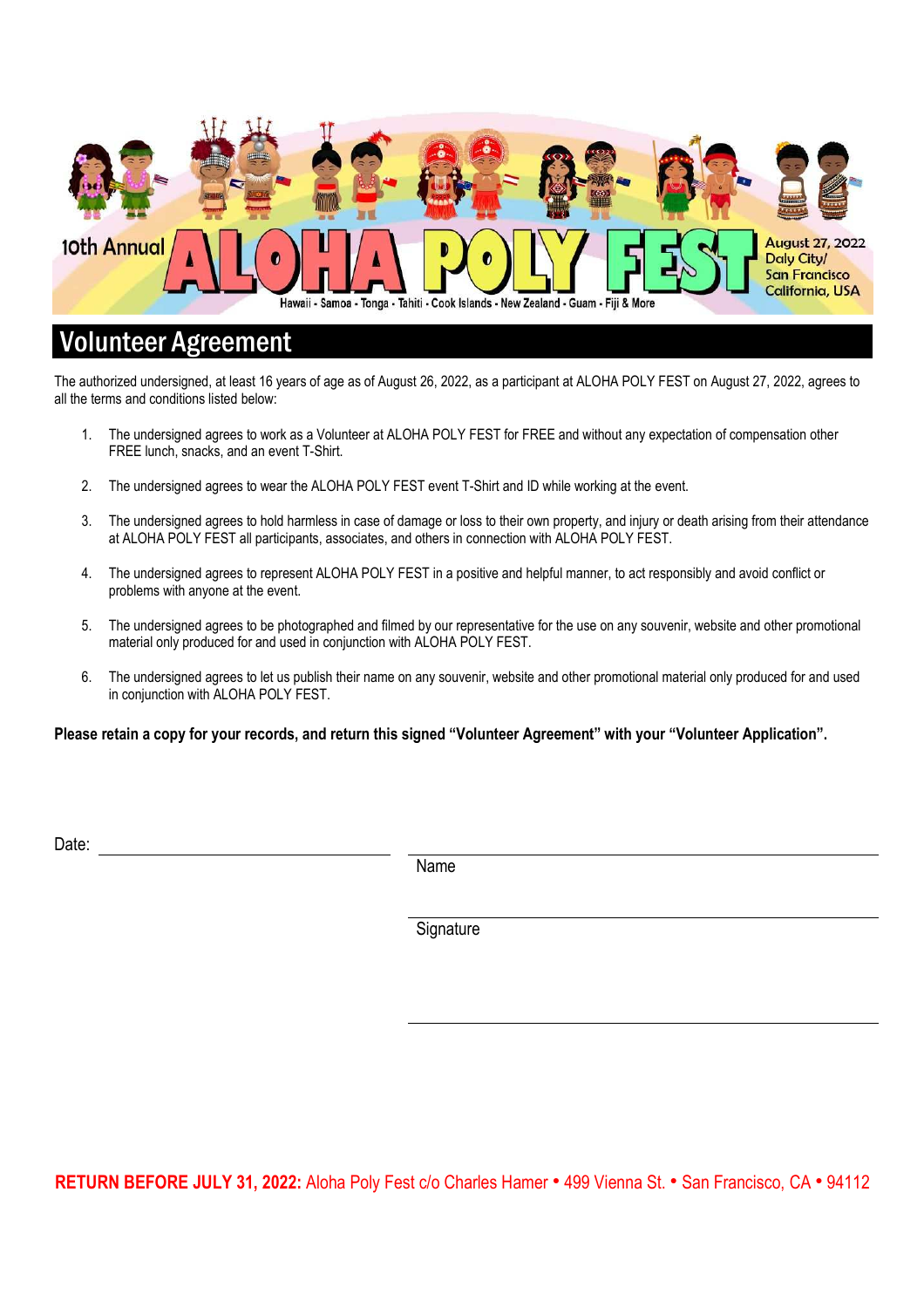10th Annual ALOHA POLY FEST

August 27, 2022
Daly City/
San Francisco
California, USA

Hawaii • Samoa • Tonga • Tahiti • Cook Islands • New Zealand • Guam • Fiji & More

# Volunteer Agreement

The authorized undersigned, at least 16 years of age as of August 26, 2022, as a participant at ALOHA POLY FEST on August 27, 2022, agrees to all the terms and conditions listed below:

1. The undersigned agrees to work as a Volunteer at ALOHA POLY FEST for FREE and without any expectation of compensation other FREE lunch, snacks, and an event T-Shirt.
2. The undersigned agrees to wear the ALOHA POLY FEST event T-Shirt and ID while working at the event.
3. The undersigned agrees to hold harmless in case of damage or loss to their own property, and injury or death arising from their attendance at ALOHA POLY FEST all participants, associates, and others in connection with ALOHA POLY FEST.
4. The undersigned agrees to represent ALOHA POLY FEST in a positive and helpful manner, to act responsibly and avoid conflict or problems with anyone at the event.
5. The undersigned agrees to be photographed and filmed by our representative for the use on any souvenir, website and other promotional material only produced for and used in conjunction with ALOHA POLY FEST.
6. The undersigned agrees to let us publish their name on any souvenir, website and other promotional material only produced for and used in conjunction with ALOHA POLY FEST.

**Please retain a copy for your records, and return this signed "Volunteer Agreement" with your "Volunteer Application".**

Date: ______________________

______________________
Name

______________________
Signature

______________________

**RETURN BEFORE JULY 31, 2022:** Aloha Poly Fest c/o Charles Hamer • 499 Vienna St. • San Francisco, CA • 94112